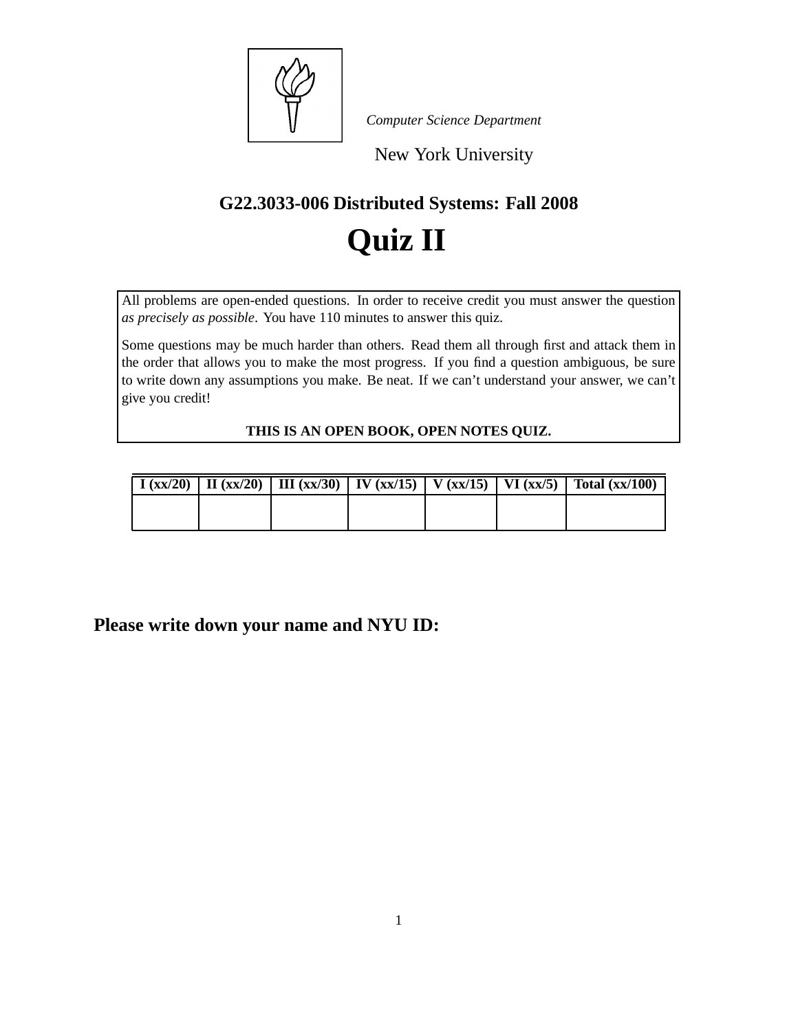*Computer Science Department*

New York University

## G22.3033-006 Distributed Systems: Fall 2008

# Quiz II

All problems are open-ended questions. In order to receive credit you must answer the question *as precisely as possible*. You have 110 minutes to answer this quiz.

Some questions may be much harder than others. Read them all through first and attack them in the order that allows you to make the most progress. If you find a question ambiguous, be sure to write down any assumptions you make. Be neat. If we can't understand your answer, we can't give you credit!

**THIS IS AN OPEN BOOK, OPEN NOTES QUIZ.**

| I (xx/20) | II (xx/20) | III (xx/30) | IV (xx/15) | V (xx/15) | VI (xx/5) | Total (xx/100) |
|---|---|---|---|---|---|---|
| | | | | | | |

**Please write down your name and NYU ID:**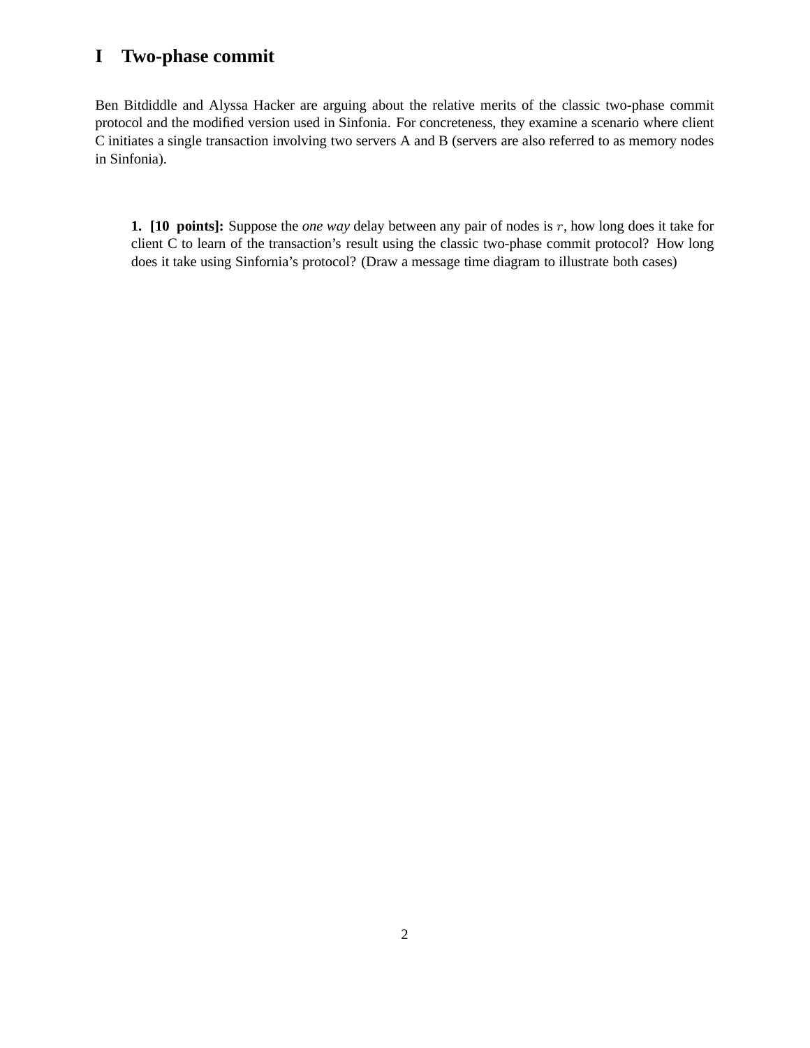# I Two-phase commit

Ben Bitdiddle and Alyssa Hacker are arguing about the relative merits of the classic two-phase commit protocol and the modified version used in Sinfonia. For concreteness, they examine a scenario where client C initiates a single transaction involving two servers A and B (servers are also referred to as memory nodes in Sinfonia).

**1. [10 points]:** Suppose the *one way* delay between any pair of nodes is $r$, how long does it take for client C to learn of the transaction's result using the classic two-phase commit protocol? How long does it take using Sinfornia's protocol? (Draw a message time diagram to illustrate both cases)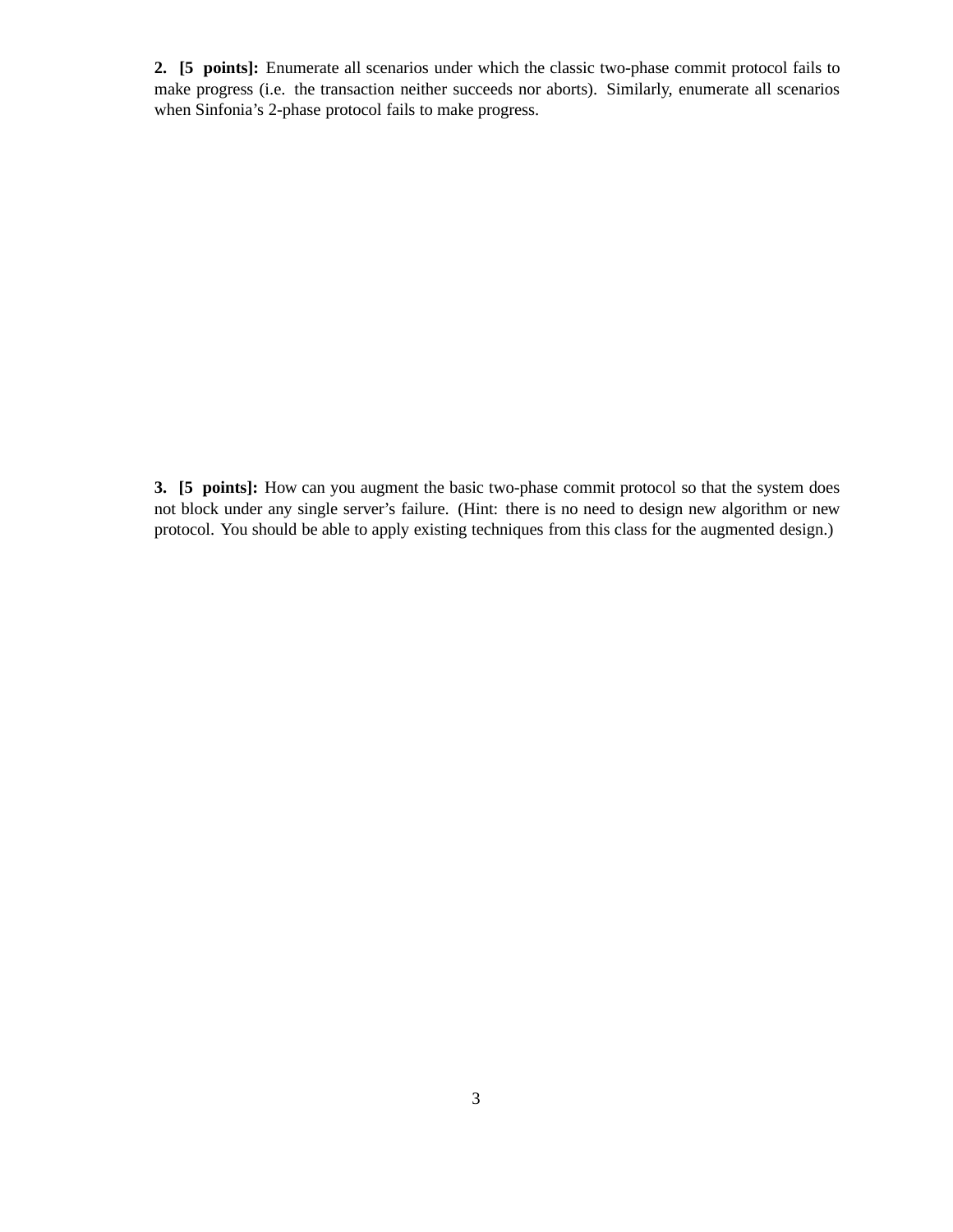**2. [5 points]:** Enumerate all scenarios under which the classic two-phase commit protocol fails to make progress (i.e. the transaction neither succeeds nor aborts). Similarly, enumerate all scenarios when Sinfonia's 2-phase protocol fails to make progress.

**3. [5 points]:** How can you augment the basic two-phase commit protocol so that the system does not block under any single server's failure. (Hint: there is no need to design new algorithm or new protocol. You should be able to apply existing techniques from this class for the augmented design.)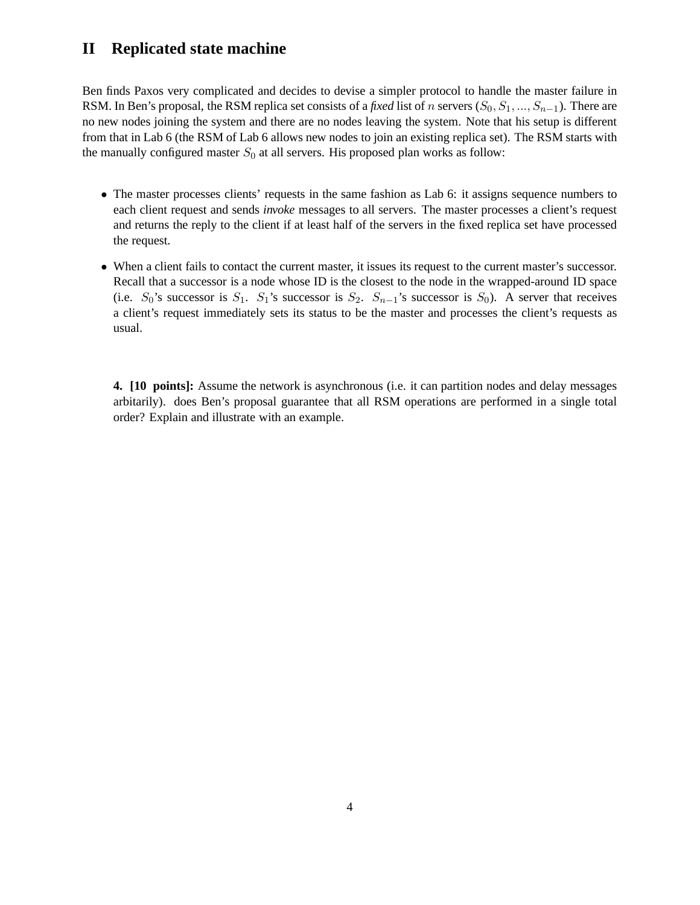# II Replicated state machine

Ben finds Paxos very complicated and decides to devise a simpler protocol to handle the master failure in RSM. In Ben's proposal, the RSM replica set consists of a *fixed* list of $n$ servers ($S_0, S_1, ..., S_{n-1}$). There are no new nodes joining the system and there are no nodes leaving the system. Note that his setup is different from that in Lab 6 (the RSM of Lab 6 allows new nodes to join an existing replica set). The RSM starts with the manually configured master $S_0$ at all servers. His proposed plan works as follow:

- The master processes clients' requests in the same fashion as Lab 6: it assigns sequence numbers to each client request and sends *invoke* messages to all servers. The master processes a client's request and returns the reply to the client if at least half of the servers in the fixed replica set have processed the request.
- When a client fails to contact the current master, it issues its request to the current master's successor. Recall that a successor is a node whose ID is the closest to the node in the wrapped-around ID space (i.e. $S_0$'s successor is $S_1$. $S_1$'s successor is $S_2$. $S_{n-1}$'s successor is $S_0$). A server that receives a client's request immediately sets its status to be the master and processes the client's requests as usual.

**4. [10 points]:** Assume the network is asynchronous (i.e. it can partition nodes and delay messages arbitarily). does Ben's proposal guarantee that all RSM operations are performed in a single total order? Explain and illustrate with an example.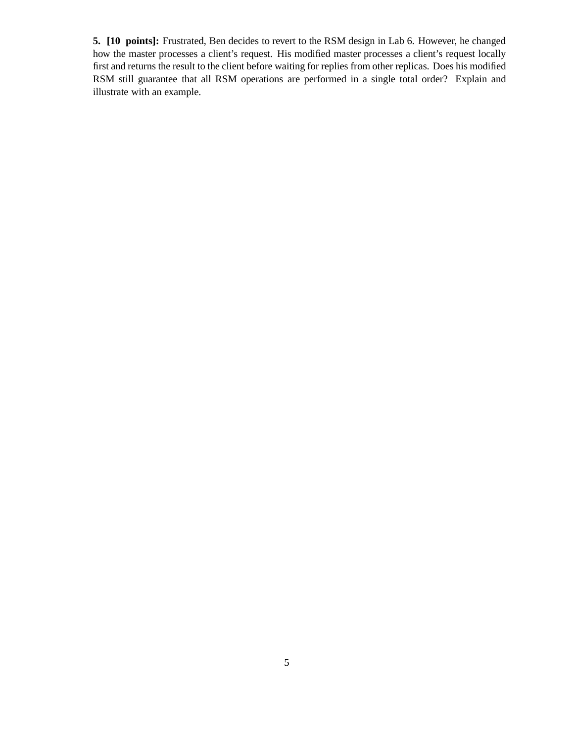**5. [10 points]:** Frustrated, Ben decides to revert to the RSM design in Lab 6. However, he changed how the master processes a client's request. His modified master processes a client's request locally first and returns the result to the client before waiting for replies from other replicas. Does his modified RSM still guarantee that all RSM operations are performed in a single total order? Explain and illustrate with an example.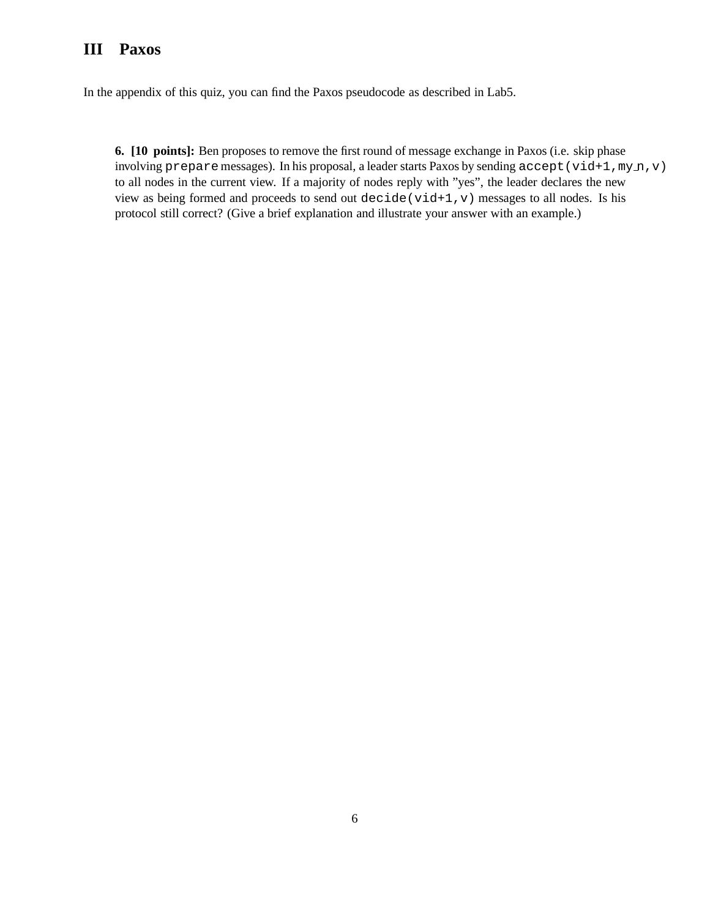## III Paxos

In the appendix of this quiz, you can find the Paxos pseudocode as described in Lab5.

**6. [10 points]:** Ben proposes to remove the first round of message exchange in Paxos (i.e. skip phase involving `prepare` messages). In his proposal, a leader starts Paxos by sending `accept(vid+1,my_n,v)` to all nodes in the current view. If a majority of nodes reply with "yes", the leader declares the new view as being formed and proceeds to send out `decide(vid+1,v)` messages to all nodes. Is his protocol still correct? (Give a brief explanation and illustrate your answer with an example.)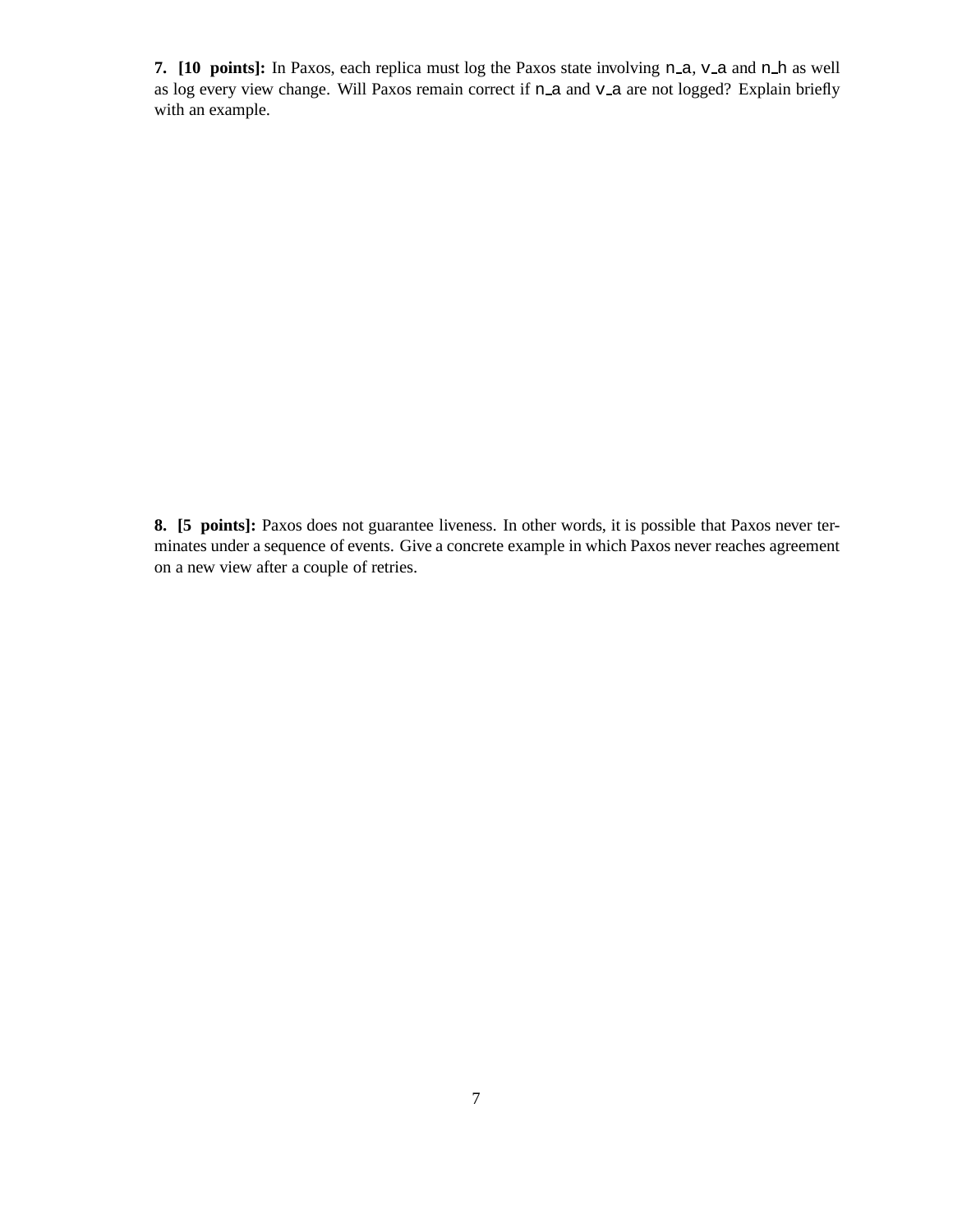**7. [10 points]:** In Paxos, each replica must log the Paxos state involving n_a, v_a and n_h as well as log every view change. Will Paxos remain correct if n_a and v_a are not logged? Explain briefly with an example.

**8. [5 points]:** Paxos does not guarantee liveness. In other words, it is possible that Paxos never terminates under a sequence of events. Give a concrete example in which Paxos never reaches agreement on a new view after a couple of retries.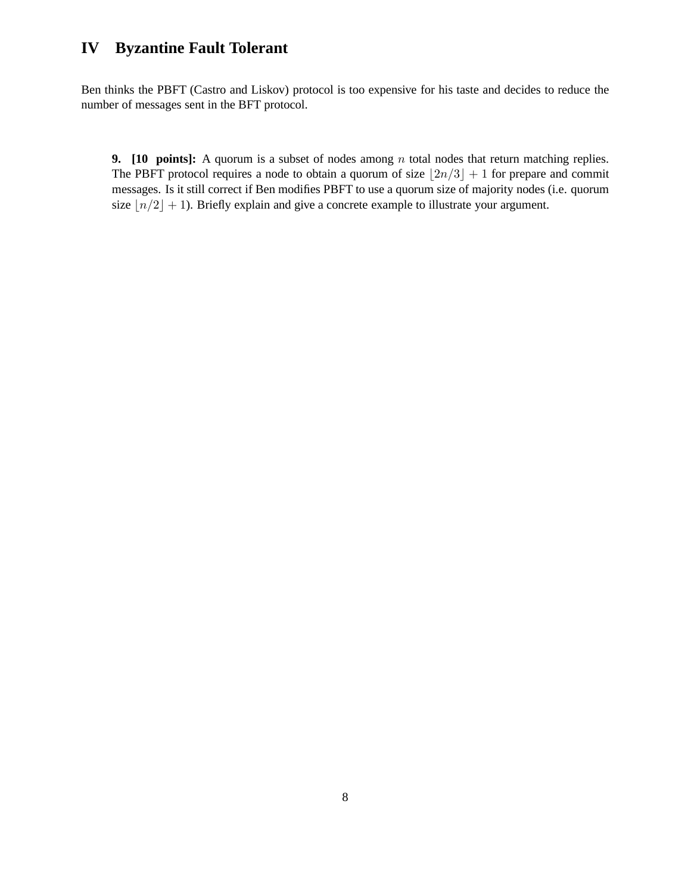# IV Byzantine Fault Tolerant

Ben thinks the PBFT (Castro and Liskov) protocol is too expensive for his taste and decides to reduce the number of messages sent in the BFT protocol.

**9. [10 points]:** A quorum is a subset of nodes among $n$ total nodes that return matching replies. The PBFT protocol requires a node to obtain a quorum of size $\lfloor 2n/3 \rfloor + 1$ for prepare and commit messages. Is it still correct if Ben modifies PBFT to use a quorum size of majority nodes (i.e. quorum size $\lfloor n/2 \rfloor + 1$). Briefly explain and give a concrete example to illustrate your argument.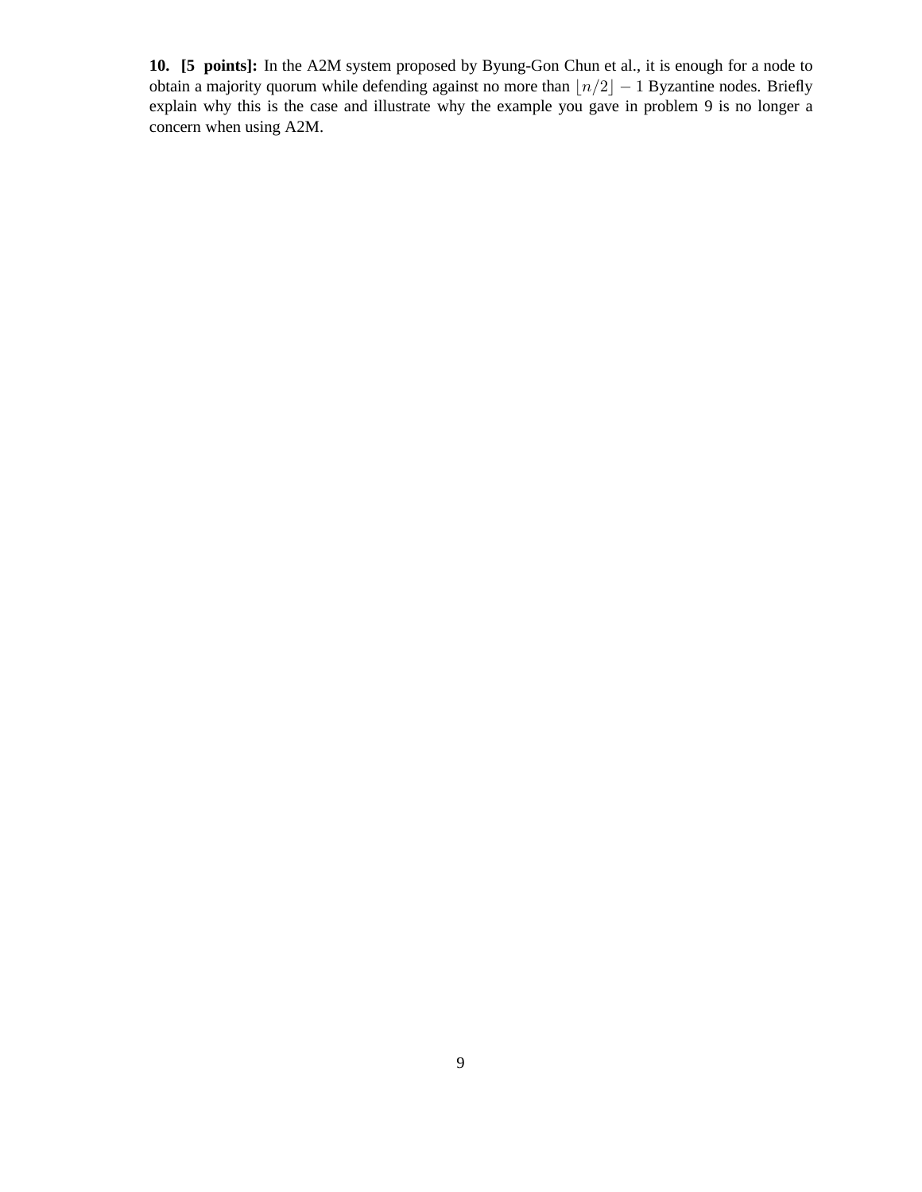**10. [5 points]:** In the A2M system proposed by Byung-Gon Chun et al., it is enough for a node to obtain a majority quorum while defending against no more than $\lfloor n/2 \rfloor - 1$ Byzantine nodes. Briefly explain why this is the case and illustrate why the example you gave in problem 9 is no longer a concern when using A2M.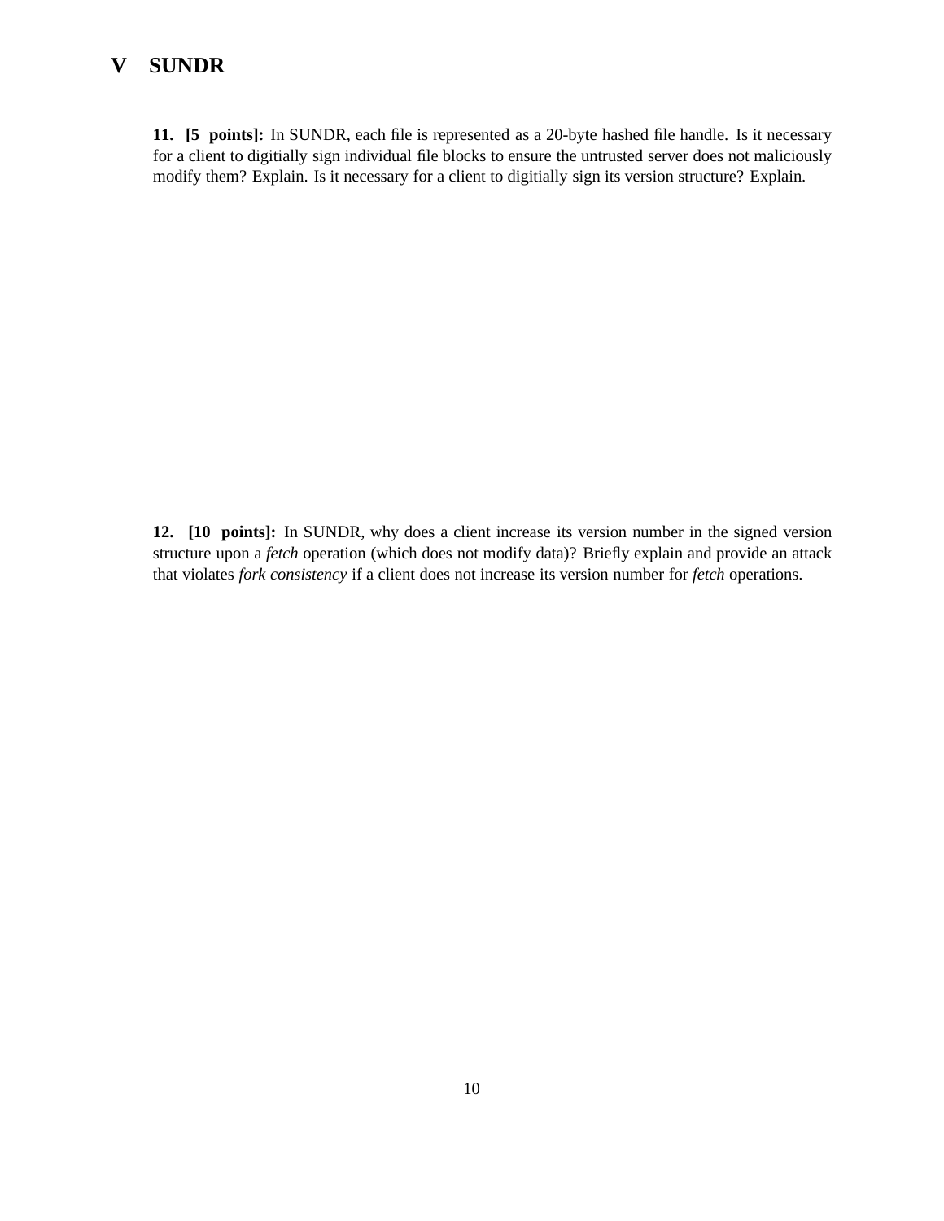# V SUNDR

**11. [5 points]:** In SUNDR, each file is represented as a 20-byte hashed file handle. Is it necessary for a client to digitially sign individual file blocks to ensure the untrusted server does not maliciously modify them? Explain. Is it necessary for a client to digitially sign its version structure? Explain.

**12. [10 points]:** In SUNDR, why does a client increase its version number in the signed version structure upon a *fetch* operation (which does not modify data)? Briefly explain and provide an attack that violates *fork consistency* if a client does not increase its version number for *fetch* operations.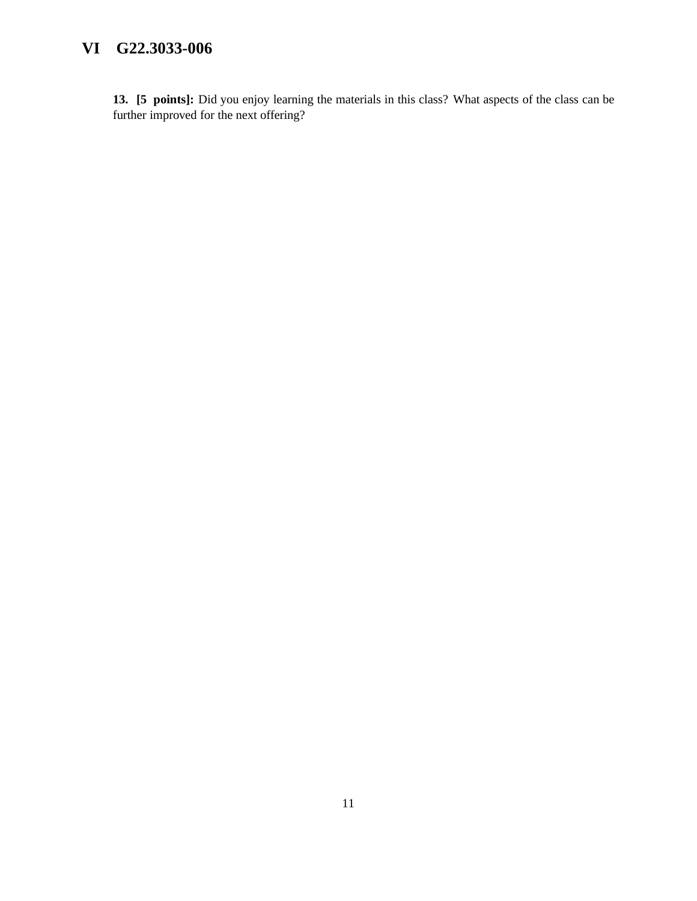# VI G22.3033-006

**13. [5 points]:** Did you enjoy learning the materials in this class? What aspects of the class can be further improved for the next offering?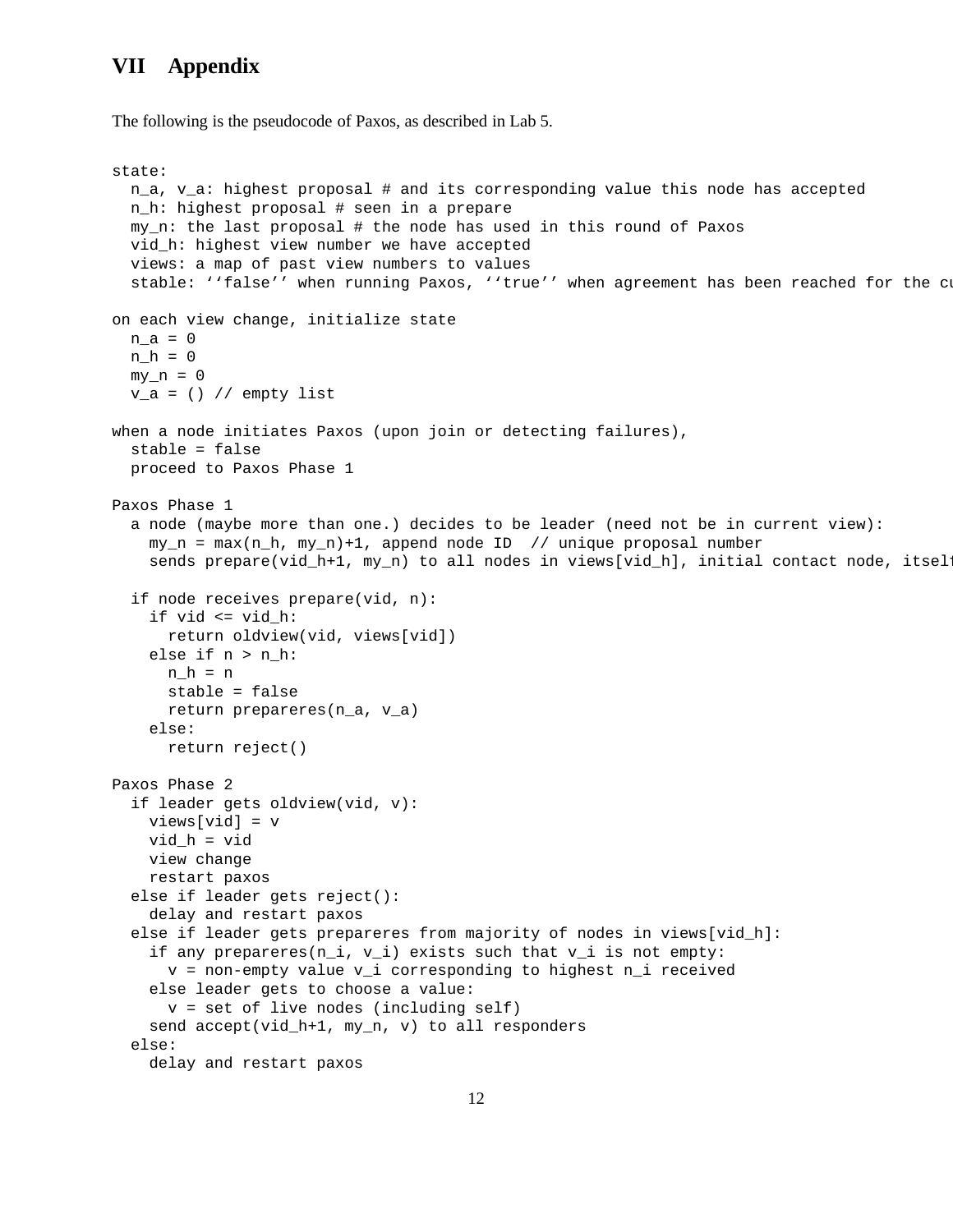# VII Appendix

The following is the pseudocode of Paxos, as described in Lab 5.

```
state:
  n_a, v_a: highest proposal # and its corresponding value this node has accepted
  n_h: highest proposal # seen in a prepare
  my_n: the last proposal # the node has used in this round of Paxos
  vid_h: highest view number we have accepted
  views: a map of past view numbers to values
  stable: ‘‘false’’ when running Paxos, ‘‘true’’ when agreement has been reached for the cu

on each view change, initialize state
  n_a = 0
  n_h = 0
  my_n = 0
  v_a = () // empty list

when a node initiates Paxos (upon join or detecting failures),
  stable = false
  proceed to Paxos Phase 1

Paxos Phase 1
  a node (maybe more than one.) decides to be leader (need not be in current view):
    my_n = max(n_h, my_n)+1, append node ID  // unique proposal number
    sends prepare(vid_h+1, my_n) to all nodes in views[vid_h], initial contact node, itsel

  if node receives prepare(vid, n):
    if vid <= vid_h:
      return oldview(vid, views[vid])
    else if n > n_h:
      n_h = n
      stable = false
      return prepareres(n_a, v_a)
    else:
      return reject()

Paxos Phase 2
  if leader gets oldview(vid, v):
    views[vid] = v
    vid_h = vid
    view change
    restart paxos
  else if leader gets reject():
    delay and restart paxos
  else if leader gets prepareres from majority of nodes in views[vid_h]:
    if any prepareres(n_i, v_i) exists such that v_i is not empty:
      v = non-empty value v_i corresponding to highest n_i received
    else leader gets to choose a value:
      v = set of live nodes (including self)
    send accept(vid_h+1, my_n, v) to all responders
  else:
    delay and restart paxos
```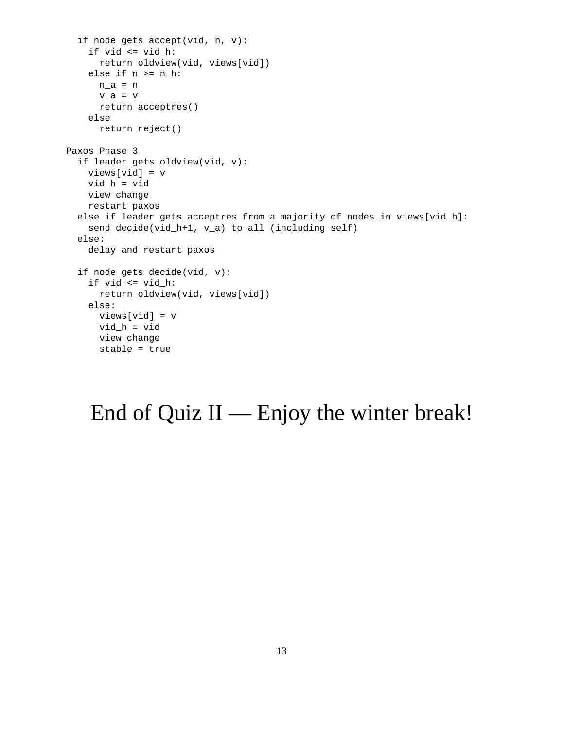```
  if node gets accept(vid, n, v):
    if vid <= vid_h:
      return oldview(vid, views[vid])
    else if n >= n_h:
      n_a = n
      v_a = v
      return acceptres()
    else
      return reject()

Paxos Phase 3
  if leader gets oldview(vid, v):
    views[vid] = v
    vid_h = vid
    view change
    restart paxos
  else if leader gets acceptres from a majority of nodes in views[vid_h]:
    send decide(vid_h+1, v_a) to all (including self)
  else:
    delay and restart paxos

  if node gets decide(vid, v):
    if vid <= vid_h:
      return oldview(vid, views[vid])
    else:
      views[vid] = v
      vid_h = vid
      view change
      stable = true
```

# End of Quiz II — Enjoy the winter break!